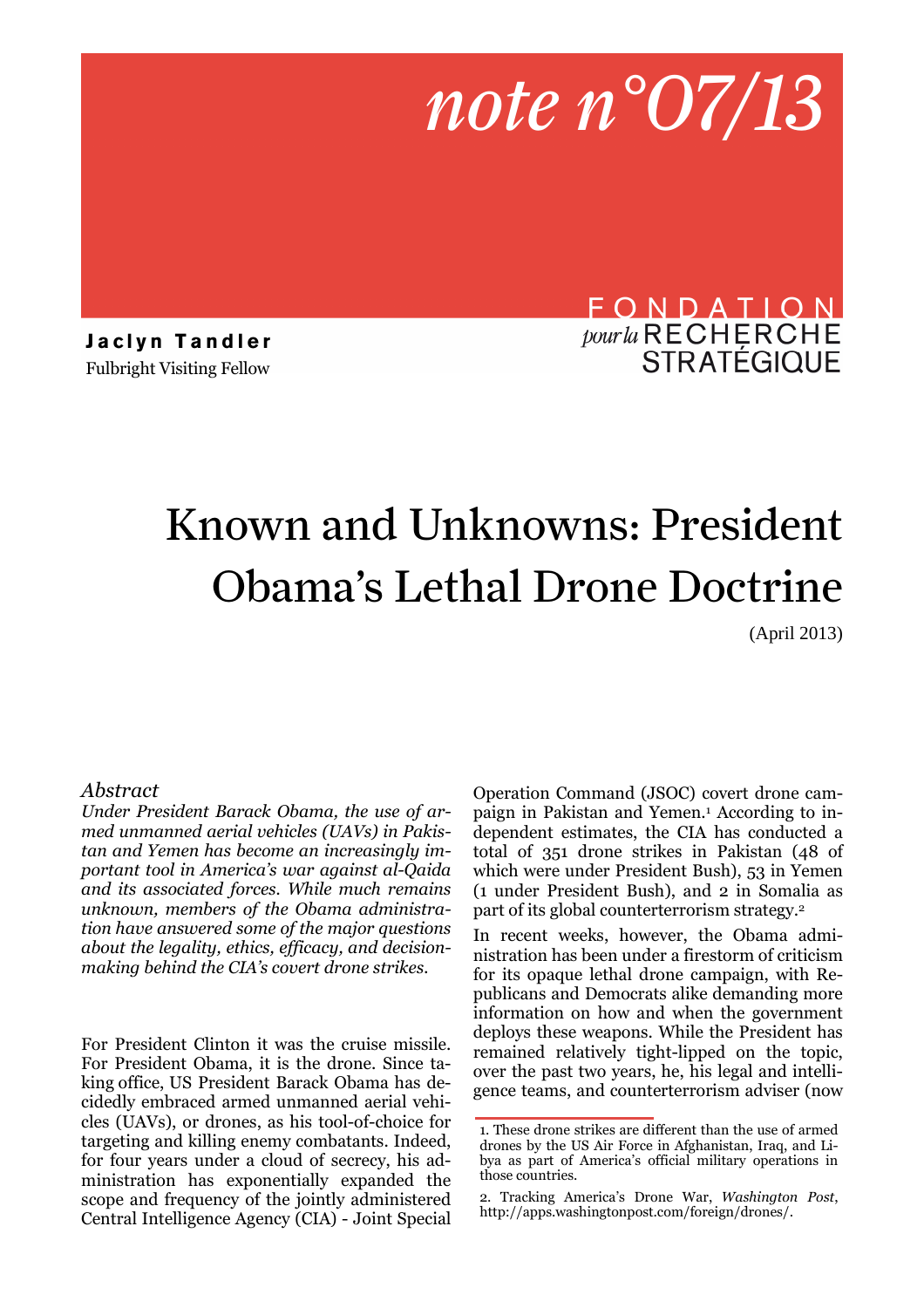note n°07/13

**Jaclyn Tandler**
Fulbright Visiting Fellow

FONDATION pour la RECHERCHE STRATÉGIQUE

# Known and Unknowns: President Obama's Lethal Drone Doctrine

(April 2013)

## Abstract

*Under President Barack Obama, the use of armed unmanned aerial vehicles (UAVs) in Pakistan and Yemen has become an increasingly important tool in America's war against al-Qaida and its associated forces. While much remains unknown, members of the Obama administration have answered some of the major questions about the legality, ethics, efficacy, and decision-making behind the CIA's covert drone strikes.*

For President Clinton it was the cruise missile. For President Obama, it is the drone. Since taking office, US President Barack Obama has decidedly embraced armed unmanned aerial vehicles (UAVs), or drones, as his tool-of-choice for targeting and killing enemy combatants. Indeed, for four years under a cloud of secrecy, his administration has exponentially expanded the scope and frequency of the jointly administered Central Intelligence Agency (CIA) - Joint Special Operation Command (JSOC) covert drone campaign in Pakistan and Yemen.[1] According to independent estimates, the CIA has conducted a total of 351 drone strikes in Pakistan (48 of which were under President Bush), 53 in Yemen (1 under President Bush), and 2 in Somalia as part of its global counterterrorism strategy.[2]

In recent weeks, however, the Obama administration has been under a firestorm of criticism for its opaque lethal drone campaign, with Republicans and Democrats alike demanding more information on how and when the government deploys these weapons. While the President has remained relatively tight-lipped on the topic, over the past two years, he, his legal and intelligence teams, and counterterrorism adviser (now

1. These drone strikes are different than the use of armed drones by the US Air Force in Afghanistan, Iraq, and Libya as part of America's official military operations in those countries.

2. Tracking America's Drone War, *Washington Post*, http://apps.washingtonpost.com/foreign/drones/.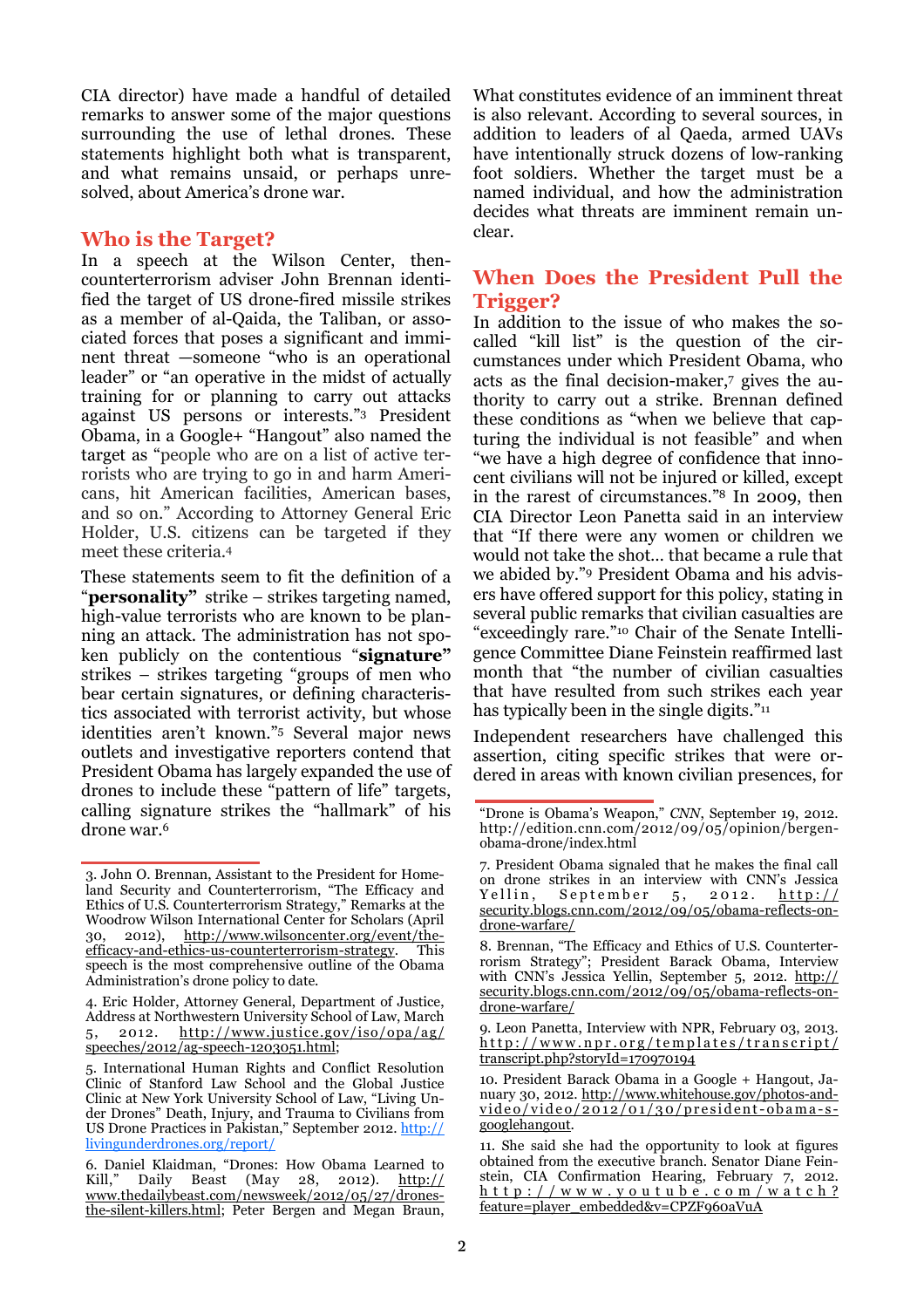CIA director) have made a handful of detailed remarks to answer some of the major questions surrounding the use of lethal drones. These statements highlight both what is transparent, and what remains unsaid, or perhaps unresolved, about America's drone war.

## Who is the Target?

In a speech at the Wilson Center, then-counterterrorism adviser John Brennan identified the target of US drone-fired missile strikes as a member of al-Qaida, the Taliban, or associated forces that poses a significant and imminent threat —someone "who is an operational leader" or "an operative in the midst of actually training for or planning to carry out attacks against US persons or interests."[3] President Obama, in a Google+ "Hangout" also named the target as "people who are on a list of active terrorists who are trying to go in and harm Americans, hit American facilities, American bases, and so on." According to Attorney General Eric Holder, U.S. citizens can be targeted if they meet these criteria.[4]

These statements seem to fit the definition of a "**personality**" strike – strikes targeting named, high-value terrorists who are known to be planning an attack. The administration has not spoken publicly on the contentious "**signature**" strikes – strikes targeting "groups of men who bear certain signatures, or defining characteristics associated with terrorist activity, but whose identities aren't known."[5] Several major news outlets and investigative reporters contend that President Obama has largely expanded the use of drones to include these "pattern of life" targets, calling signature strikes the "hallmark" of his drone war.[6]

What constitutes evidence of an imminent threat is also relevant. According to several sources, in addition to leaders of al Qaeda, armed UAVs have intentionally struck dozens of low-ranking foot soldiers. Whether the target must be a named individual, and how the administration decides what threats are imminent remain unclear.

## When Does the President Pull the Trigger?

In addition to the issue of who makes the so-called "kill list" is the question of the circumstances under which President Obama, who acts as the final decision-maker,[7] gives the authority to carry out a strike. Brennan defined these conditions as "when we believe that capturing the individual is not feasible" and when "we have a high degree of confidence that innocent civilians will not be injured or killed, except in the rarest of circumstances."[8] In 2009, then CIA Director Leon Panetta said in an interview that "If there were any women or children we would not take the shot… that became a rule that we abided by."[9] President Obama and his advisers have offered support for this policy, stating in several public remarks that civilian casualties are "exceedingly rare."[10] Chair of the Senate Intelligence Committee Diane Feinstein reaffirmed last month that "the number of civilian casualties that have resulted from such strikes each year has typically been in the single digits."[11]

Independent researchers have challenged this assertion, citing specific strikes that were ordered in areas with known civilian presences, for

---

3. John O. Brennan, Assistant to the President for Homeland Security and Counterterrorism, "The Efficacy and Ethics of U.S. Counterterrorism Strategy," Remarks at the Woodrow Wilson International Center for Scholars (April 30, 2012), http://www.wilsoncenter.org/event/the-efficacy-and-ethics-us-counterterrorism-strategy. This speech is the most comprehensive outline of the Obama Administration's drone policy to date.

4. Eric Holder, Attorney General, Department of Justice, Address at Northwestern University School of Law, March 5, 2012. http://www.justice.gov/iso/opa/ag/speeches/2012/ag-speech-1203051.html;

5. International Human Rights and Conflict Resolution Clinic of Stanford Law School and the Global Justice Clinic at New York University School of Law, "Living Under Drones" Death, Injury, and Trauma to Civilians from US Drone Practices in Pakistan," September 2012. http://livingunderdrones.org/report/

6. Daniel Klaidman, "Drones: How Obama Learned to Kill," Daily Beast (May 28, 2012). http://www.thedailybeast.com/newsweek/2012/05/27/drones-the-silent-killers.html; Peter Bergen and Megan Braun, "Drone is Obama's Weapon," *CNN*, September 19, 2012. http://edition.cnn.com/2012/09/05/opinion/bergen-obama-drone/index.html

7. President Obama signaled that he makes the final call on drone strikes in an interview with CNN's Jessica Yellin, September 5, 2012. http://security.blogs.cnn.com/2012/09/05/obama-reflects-on-drone-warfare/

8. Brennan, "The Efficacy and Ethics of U.S. Counterterrorism Strategy"; President Barack Obama, Interview with CNN's Jessica Yellin, September 5, 2012. http://security.blogs.cnn.com/2012/09/05/obama-reflects-on-drone-warfare/

9. Leon Panetta, Interview with NPR, February 03, 2013. http://www.npr.org/templates/transcript/transcript.php?storyId=170970194

10. President Barack Obama in a Google + Hangout, January 30, 2012. http://www.whitehouse.gov/photos-and-video/video/2012/01/30/president-obama-s-googlehangout.

11. She said she had the opportunity to look at figures obtained from the executive branch. Senator Diane Feinstein, CIA Confirmation Hearing, February 7, 2012. http://www.youtube.com/watch?feature=player_embedded&v=CPZF960aVuA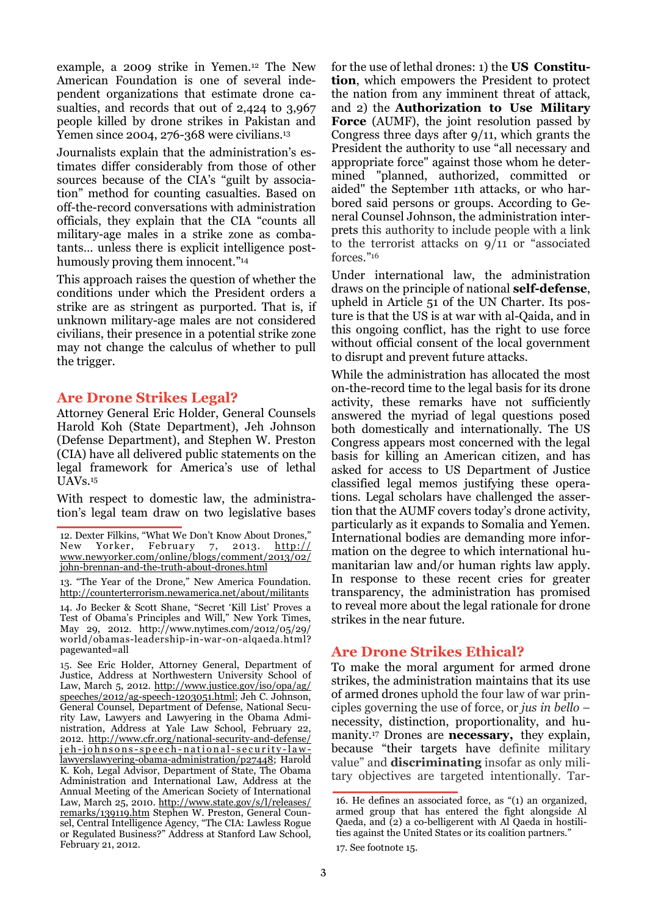example, a 2009 strike in Yemen.[12] The New American Foundation is one of several independent organizations that estimate drone casualties, and records that out of 2,424 to 3,967 people killed by drone strikes in Pakistan and Yemen since 2004, 276-368 were civilians.[13]

Journalists explain that the administration's estimates differ considerably from those of other sources because of the CIA's "guilt by association" method for counting casualties. Based on off-the-record conversations with administration officials, they explain that the CIA "counts all military-age males in a strike zone as combatants… unless there is explicit intelligence posthumously proving them innocent."[14]

This approach raises the question of whether the conditions under which the President orders a strike are as stringent as purported. That is, if unknown military-age males are not considered civilians, their presence in a potential strike zone may not change the calculus of whether to pull the trigger.

## Are Drone Strikes Legal?

Attorney General Eric Holder, General Counsels Harold Koh (State Department), Jeh Johnson (Defense Department), and Stephen W. Preston (CIA) have all delivered public statements on the legal framework for America's use of lethal UAVs.[15]

With respect to domestic law, the administration's legal team draw on two legislative bases for the use of lethal drones: 1) the **US Constitution**, which empowers the President to protect the nation from any imminent threat of attack, and 2) the **Authorization to Use Military Force** (AUMF), the joint resolution passed by Congress three days after 9/11, which grants the President the authority to use "all necessary and appropriate force" against those whom he determined "planned, authorized, committed or aided" the September 11th attacks, or who harbored said persons or groups. According to General Counsel Johnson, the administration interprets this authority to include people with a link to the terrorist attacks on 9/11 or "associated forces."[16]

Under international law, the administration draws on the principle of national **self-defense**, upheld in Article 51 of the UN Charter. Its posture is that the US is at war with al-Qaida, and in this ongoing conflict, has the right to use force without official consent of the local government to disrupt and prevent future attacks.

While the administration has allocated the most on-the-record time to the legal basis for its drone activity, these remarks have not sufficiently answered the myriad of legal questions posed both domestically and internationally. The US Congress appears most concerned with the legal basis for killing an American citizen, and has asked for access to US Department of Justice classified legal memos justifying these operations. Legal scholars have challenged the assertion that the AUMF covers today's drone activity, particularly as it expands to Somalia and Yemen. International bodies are demanding more information on the degree to which international humanitarian law and/or human rights law apply. In response to these recent cries for greater transparency, the administration has promised to reveal more about the legal rationale for drone strikes in the near future.

## Are Drone Strikes Ethical?

To make the moral argument for armed drone strikes, the administration maintains that its use of armed drones uphold the four law of war principles governing the use of force, or *jus in bello* – necessity, distinction, proportionality, and humanity.[17] Drones are **necessary,** they explain, because "their targets have definite military value" and **discriminating** insofar as only military objectives are targeted intentionally. Tar-

---

12. Dexter Filkins, "What We Don't Know About Drones," New Yorker, February 7, 2013. http://www.newyorker.com/online/blogs/comment/2013/02/john-brennan-and-the-truth-about-drones.html

13. "The Year of the Drone," New America Foundation. http://counterterrorism.newamerica.net/about/militants

14. Jo Becker & Scott Shane, "Secret 'Kill List' Proves a Test of Obama's Principles and Will," New York Times, May 29, 2012. http://www.nytimes.com/2012/05/29/world/obamas-leadership-in-war-on-alqaeda.html?pagewanted=all

15. See Eric Holder, Attorney General, Department of Justice, Address at Northwestern University School of Law, March 5, 2012. http://www.justice.gov/iso/opa/ag/speeches/2012/ag-speech-1203051.html; Jeh C. Johnson, General Counsel, Department of Defense, National Security Law, Lawyers and Lawyering in the Obama Administration, Address at Yale Law School, February 22, 2012. http://www.cfr.org/national-security-and-defense/jeh-johnsons-speech-national-security-law-lawyerslawyering-obama-administration/p27448; Harold K. Koh, Legal Advisor, Department of State, The Obama Administration and International Law, Address at the Annual Meeting of the American Society of International Law, March 25, 2010. http://www.state.gov/s/l/releases/remarks/139119.htm Stephen W. Preston, General Counsel, Central Intelligence Agency, "The CIA: Lawless Rogue or Regulated Business?" Address at Stanford Law School, February 21, 2012.

16. He defines an associated force, as "(1) an organized, armed group that has entered the fight alongside Al Qaeda, and (2) a co-belligerent with Al Qaeda in hostilities against the United States or its coalition partners."

17. See footnote 15.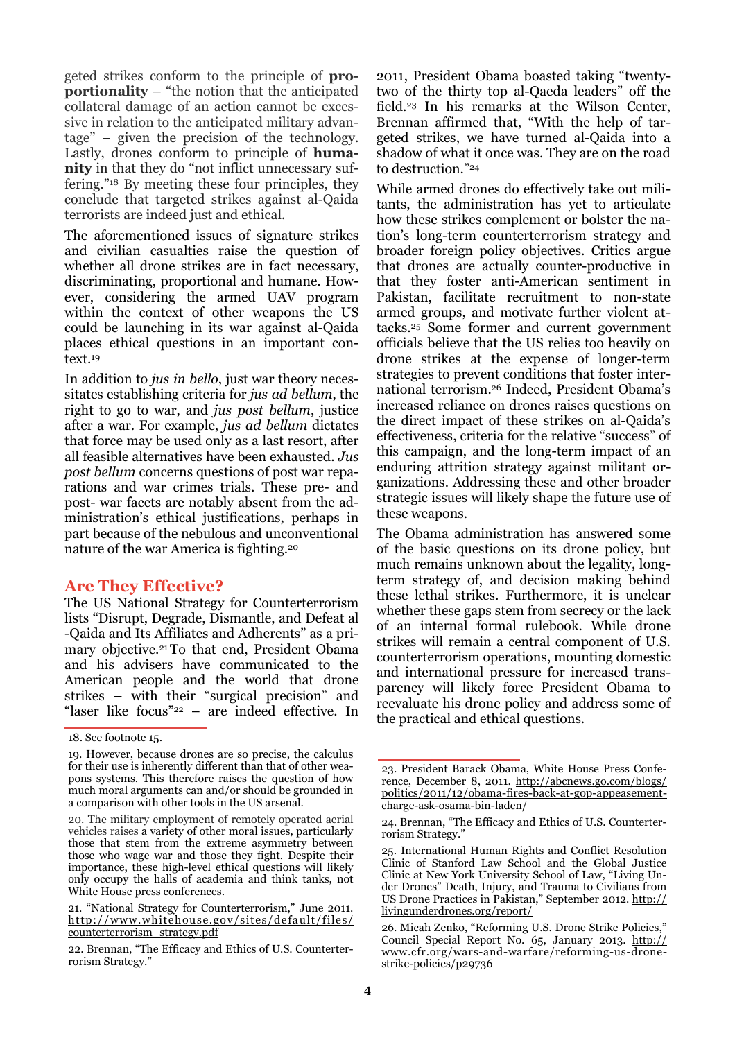geted strikes conform to the principle of **proportionality** – "the notion that the anticipated collateral damage of an action cannot be excessive in relation to the anticipated military advantage" – given the precision of the technology. Lastly, drones conform to principle of **humanity** in that they do "not inflict unnecessary suffering."[18] By meeting these four principles, they conclude that targeted strikes against al-Qaida terrorists are indeed just and ethical.

The aforementioned issues of signature strikes and civilian casualties raise the question of whether all drone strikes are in fact necessary, discriminating, proportional and humane. However, considering the armed UAV program within the context of other weapons the US could be launching in its war against al-Qaida places ethical questions in an important context.[19]

In addition to *jus in bello*, just war theory necessitates establishing criteria for *jus ad bellum*, the right to go to war, and *jus post bellum*, justice after a war. For example, *jus ad bellum* dictates that force may be used only as a last resort, after all feasible alternatives have been exhausted. *Jus post bellum* concerns questions of post war reparations and war crimes trials. These pre- and post- war facets are notably absent from the administration's ethical justifications, perhaps in part because of the nebulous and unconventional nature of the war America is fighting.[20]

## Are They Effective?

The US National Strategy for Counterterrorism lists "Disrupt, Degrade, Dismantle, and Defeat al -Qaida and Its Affiliates and Adherents" as a primary objective.[21] To that end, President Obama and his advisers have communicated to the American people and the world that drone strikes – with their "surgical precision" and "laser like focus"[22] – are indeed effective. In 2011, President Obama boasted taking "twenty-two of the thirty top al-Qaeda leaders" off the field.[23] In his remarks at the Wilson Center, Brennan affirmed that, "With the help of targeted strikes, we have turned al-Qaida into a shadow of what it once was. They are on the road to destruction."[24]

While armed drones do effectively take out militants, the administration has yet to articulate how these strikes complement or bolster the nation's long-term counterterrorism strategy and broader foreign policy objectives. Critics argue that drones are actually counter-productive in that they foster anti-American sentiment in Pakistan, facilitate recruitment to non-state armed groups, and motivate further violent attacks.[25] Some former and current government officials believe that the US relies too heavily on drone strikes at the expense of longer-term strategies to prevent conditions that foster international terrorism.[26] Indeed, President Obama's increased reliance on drones raises questions on the direct impact of these strikes on al-Qaida's effectiveness, criteria for the relative "success" of this campaign, and the long-term impact of an enduring attrition strategy against militant organizations. Addressing these and other broader strategic issues will likely shape the future use of these weapons.

The Obama administration has answered some of the basic questions on its drone policy, but much remains unknown about the legality, long-term strategy of, and decision making behind these lethal strikes. Furthermore, it is unclear whether these gaps stem from secrecy or the lack of an internal formal rulebook. While drone strikes will remain a central component of U.S. counterterrorism operations, mounting domestic and international pressure for increased transparency will likely force President Obama to reevaluate his drone policy and address some of the practical and ethical questions.

---

18. See footnote 15.

19. However, because drones are so precise, the calculus for their use is inherently different than that of other weapons systems. This therefore raises the question of how much moral arguments can and/or should be grounded in a comparison with other tools in the US arsenal.

20. The military employment of remotely operated aerial vehicles raises a variety of other moral issues, particularly those that stem from the extreme asymmetry between those who wage war and those they fight. Despite their importance, these high-level ethical questions will likely only occupy the halls of academia and think tanks, not White House press conferences.

21. "National Strategy for Counterterrorism," June 2011. http://www.whitehouse.gov/sites/default/files/counterterrorism_strategy.pdf

22. Brennan, "The Efficacy and Ethics of U.S. Counterterrorism Strategy."

23. President Barack Obama, White House Press Conference, December 8, 2011. http://abcnews.go.com/blogs/politics/2011/12/obama-fires-back-at-gop-appeasement-charge-ask-osama-bin-laden/

24. Brennan, "The Efficacy and Ethics of U.S. Counterterrorism Strategy."

25. International Human Rights and Conflict Resolution Clinic of Stanford Law School and the Global Justice Clinic at New York University School of Law, "Living Under Drones" Death, Injury, and Trauma to Civilians from US Drone Practices in Pakistan," September 2012. http://livingunderdrones.org/report/

26. Micah Zenko, "Reforming U.S. Drone Strike Policies," Council Special Report No. 65, January 2013. http://www.cfr.org/wars-and-warfare/reforming-us-drone-strike-policies/p29736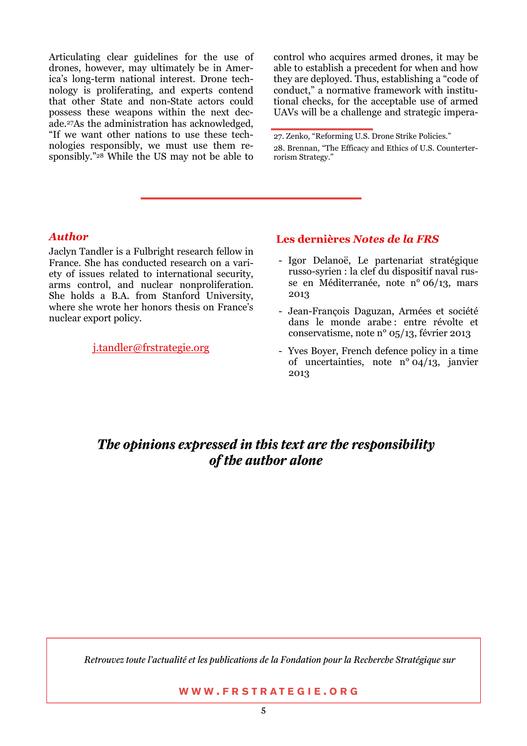Articulating clear guidelines for the use of drones, however, may ultimately be in America's long-term national interest. Drone technology is proliferating, and experts contend that other State and non-State actors could possess these weapons within the next decade.[27]As the administration has acknowledged, "If we want other nations to use these technologies responsibly, we must use them responsibly."[28] While the US may not be able to control who acquires armed drones, it may be able to establish a precedent for when and how they are deployed. Thus, establishing a "code of conduct," a normative framework with institutional checks, for the acceptable use of armed UAVs will be a challenge and strategic impera-

27. Zenko, "Reforming U.S. Drone Strike Policies."

28. Brennan, "The Efficacy and Ethics of U.S. Counterterrorism Strategy."

### *Author*

Jaclyn Tandler is a Fulbright research fellow in France. She has conducted research on a variety of issues related to international security, arms control, and nuclear nonproliferation. She holds a B.A. from Stanford University, where she wrote her honors thesis on France's nuclear export policy.

j.tandler@frstrategie.org

### Les dernières *Notes de la FRS*

- Igor Delanoë, Le partenariat stratégique russo-syrien : la clef du dispositif naval russe en Méditerranée, note n° 06/13, mars 2013
- Jean-François Daguzan, Armées et société dans le monde arabe : entre révolte et conservatisme, note n° 05/13, février 2013
- Yves Boyer, French defence policy in a time of uncertainties, note n° 04/13, janvier 2013

***The opinions expressed in this text are the responsibility of the author alone***

*Retrouvez toute l'actualité et les publications de la Fondation pour la Recherche Stratégique sur*

**WWW.FRSTRATEGIE.ORG**